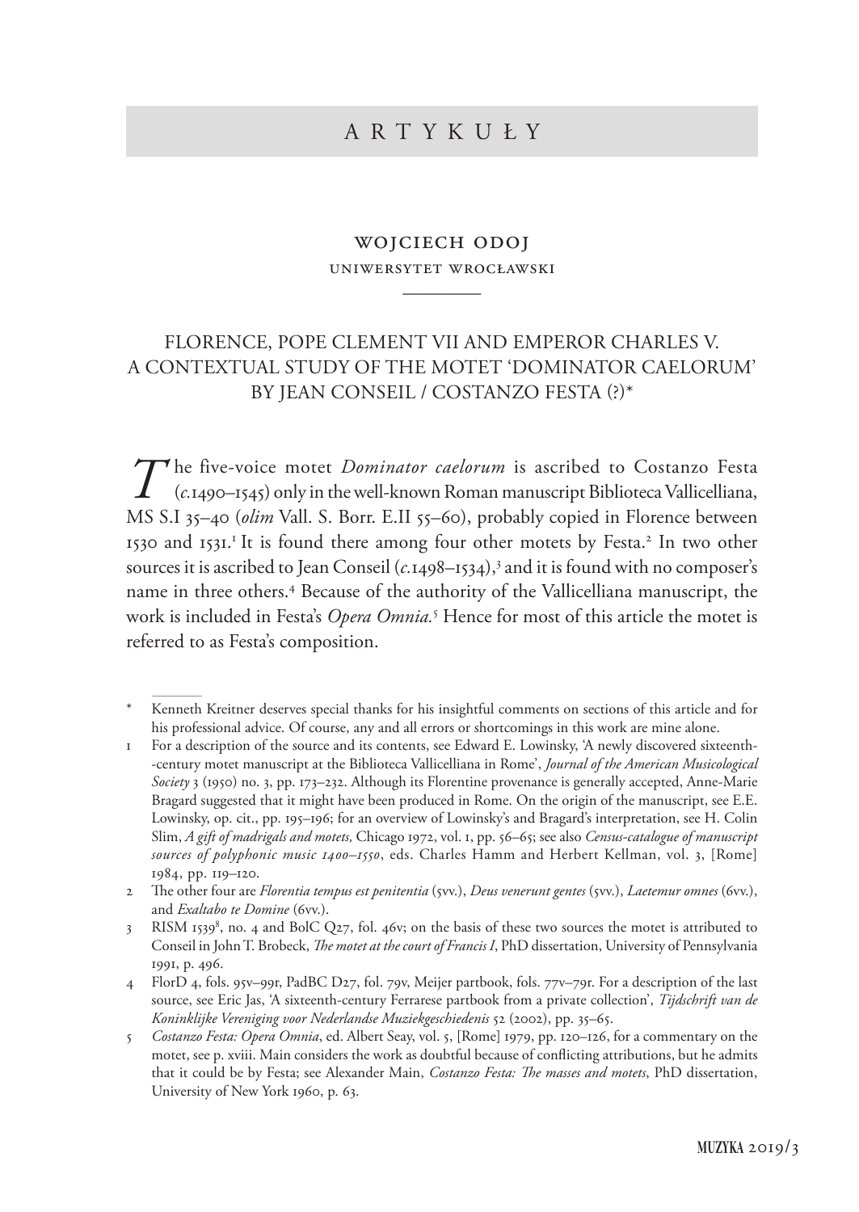# ARTYKUŁY

WOJCIECH ODOJ
UNIWERSYTET WROCŁAWSKI

## FLORENCE, POPE CLEMENT VII AND EMPEROR CHARLES V. A CONTEXTUAL STUDY OF THE MOTET 'DOMINATOR CAELORUM' BY JEAN CONSEIL / COSTANZO FESTA (?)*

The five-voice motet *Dominator caelorum* is ascribed to Costanzo Festa (*c.*1490–1545) only in the well-known Roman manuscript Biblioteca Vallicelliana, MS S.I 35–40 (*olim* Vall. S. Borr. E.II 55–60), probably copied in Florence between 1530 and 1531.[1] It is found there among four other motets by Festa.[2] In two other sources it is ascribed to Jean Conseil (*c.*1498–1534),[3] and it is found with no composer's name in three others.[4] Because of the authority of the Vallicelliana manuscript, the work is included in Festa's *Opera Omnia.*[5] Hence for most of this article the motet is referred to as Festa's composition.

---

\* Kenneth Kreitner deserves special thanks for his insightful comments on sections of this article and for his professional advice. Of course, any and all errors or shortcomings in this work are mine alone.

1 For a description of the source and its contents, see Edward E. Lowinsky, 'A newly discovered sixteenth-century motet manuscript at the Biblioteca Vallicelliana in Rome', *Journal of the American Musicological Society* 3 (1950) no. 3, pp. 173–232. Although its Florentine provenance is generally accepted, Anne-Marie Bragard suggested that it might have been produced in Rome. On the origin of the manuscript, see E.E. Lowinsky, op. cit., pp. 195–196; for an overview of Lowinsky's and Bragard's interpretation, see H. Colin Slim, *A gift of madrigals and motets,* Chicago 1972, vol. 1, pp. 56–65; see also *Census-catalogue of manuscript sources of polyphonic music 1400–1550*, eds. Charles Hamm and Herbert Kellman, vol. 3, [Rome] 1984, pp. 119–120.

2 The other four are *Florentia tempus est penitentia* (5vv.), *Deus venerunt gentes* (5vv.), *Laetemur omnes* (6vv.), and *Exaltabo te Domine* (6vv.).

3 RISM 1539[8], no. 4 and BolC Q27, fol. 46v; on the basis of these two sources the motet is attributed to Conseil in John T. Brobeck, *The motet at the court of Francis I*, PhD dissertation, University of Pennsylvania 1991, p. 496.

4 FlorD 4, fols. 95v–99r, PadBC D27, fol. 79v, Meijer partbook, fols. 77v–79r. For a description of the last source, see Eric Jas, 'A sixteenth-century Ferrarese partbook from a private collection', *Tijdschrift van de Koninklijke Vereniging voor Nederlandse Muziekgeschiedenis* 52 (2002), pp. 35–65.

5 *Costanzo Festa: Opera Omnia*, ed. Albert Seay, vol. 5, [Rome] 1979, pp. 120–126, for a commentary on the motet, see p. xviii. Main considers the work as doubtful because of conflicting attributions, but he admits that it could be by Festa; see Alexander Main, *Costanzo Festa: The masses and motets*, PhD dissertation, University of New York 1960, p. 63.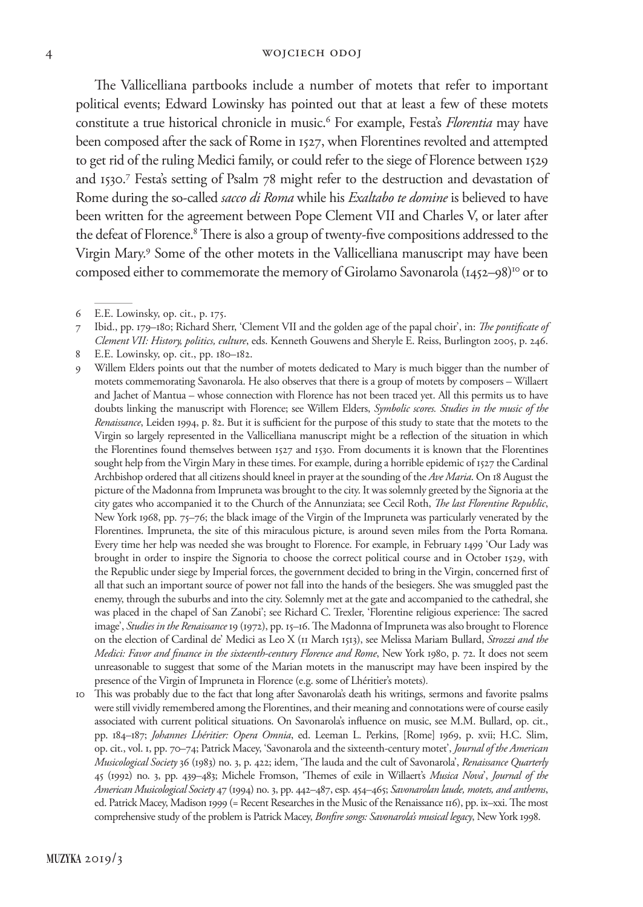The Vallicelliana partbooks include a number of motets that refer to important political events; Edward Lowinsky has pointed out that at least a few of these motets constitute a true historical chronicle in music.[6] For example, Festa's *Florentia* may have been composed after the sack of Rome in 1527, when Florentines revolted and attempted to get rid of the ruling Medici family, or could refer to the siege of Florence between 1529 and 1530.[7] Festa's setting of Psalm 78 might refer to the destruction and devastation of Rome during the so-called *sacco di Roma* while his *Exaltabo te domine* is believed to have been written for the agreement between Pope Clement VII and Charles V, or later after the defeat of Florence.[8] There is also a group of twenty-five compositions addressed to the Virgin Mary.[9] Some of the other motets in the Vallicelliana manuscript may have been composed either to commemorate the memory of Girolamo Savonarola (1452–98)[10] or to

---

6 E.E. Lowinsky, op. cit., p. 175.

7 Ibid., pp. 179–180; Richard Sherr, 'Clement VII and the golden age of the papal choir', in: *The pontificate of Clement VII: History, politics, culture*, eds. Kenneth Gouwens and Sheryle E. Reiss, Burlington 2005, p. 246.

8 E.E. Lowinsky, op. cit., pp. 180–182.

9 Willem Elders points out that the number of motets dedicated to Mary is much bigger than the number of motets commemorating Savonarola. He also observes that there is a group of motets by composers – Willaert and Jachet of Mantua – whose connection with Florence has not been traced yet. All this permits us to have doubts linking the manuscript with Florence; see Willem Elders, *Symbolic scores. Studies in the music of the Renaissance*, Leiden 1994, p. 82. But it is sufficient for the purpose of this study to state that the motets to the Virgin so largely represented in the Vallicelliana manuscript might be a reflection of the situation in which the Florentines found themselves between 1527 and 1530. From documents it is known that the Florentines sought help from the Virgin Mary in these times. For example, during a horrible epidemic of 1527 the Cardinal Archbishop ordered that all citizens should kneel in prayer at the sounding of the *Ave Maria*. On 18 August the picture of the Madonna from Impruneta was brought to the city. It was solemnly greeted by the Signoria at the city gates who accompanied it to the Church of the Annunziata; see Cecil Roth, *The last Florentine Republic*, New York 1968, pp. 75–76; the black image of the Virgin of the Impruneta was particularly venerated by the Florentines. Impruneta, the site of this miraculous picture, is around seven miles from the Porta Romana. Every time her help was needed she was brought to Florence. For example, in February 1499 'Our Lady was brought in order to inspire the Signoria to choose the correct political course and in October 1529, with the Republic under siege by Imperial forces, the government decided to bring in the Virgin, concerned first of all that such an important source of power not fall into the hands of the besiegers. She was smuggled past the enemy, through the suburbs and into the city. Solemnly met at the gate and accompanied to the cathedral, she was placed in the chapel of San Zanobi'; see Richard C. Trexler, 'Florentine religious experience: The sacred image', *Studies in the Renaissance* 19 (1972), pp. 15–16. The Madonna of Impruneta was also brought to Florence on the election of Cardinal de' Medici as Leo X (11 March 1513), see Melissa Mariam Bullard, *Strozzi and the Medici: Favor and finance in the sixteenth-century Florence and Rome*, New York 1980, p. 72. It does not seem unreasonable to suggest that some of the Marian motets in the manuscript may have been inspired by the presence of the Virgin of Impruneta in Florence (e.g. some of Lhéritier's motets).

10 This was probably due to the fact that long after Savonarola's death his writings, sermons and favorite psalms were still vividly remembered among the Florentines, and their meaning and connotations were of course easily associated with current political situations. On Savonarola's influence on music, see M.M. Bullard, op. cit., pp. 184–187; *Johannes Lhéritier: Opera Omnia*, ed. Leeman L. Perkins, [Rome] 1969, p. xvii; H.C. Slim, op. cit., vol. 1, pp. 70–74; Patrick Macey, 'Savonarola and the sixteenth-century motet', *Journal of the American Musicological Society* 36 (1983) no. 3, p. 422; idem, 'The lauda and the cult of Savonarola', *Renaissance Quarterly* 45 (1992) no. 3, pp. 439–483; Michele Fromson, 'Themes of exile in Willaert's *Musica Nova*', *Journal of the American Musicological Society* 47 (1994) no. 3, pp. 442–487, esp. 454–465; *Savonarolan laude, motets, and anthems*, ed. Patrick Macey, Madison 1999 (= Recent Researches in the Music of the Renaissance 116), pp. ix–xxi. The most comprehensive study of the problem is Patrick Macey, *Bonfire songs: Savonarola's musical legacy*, New York 1998.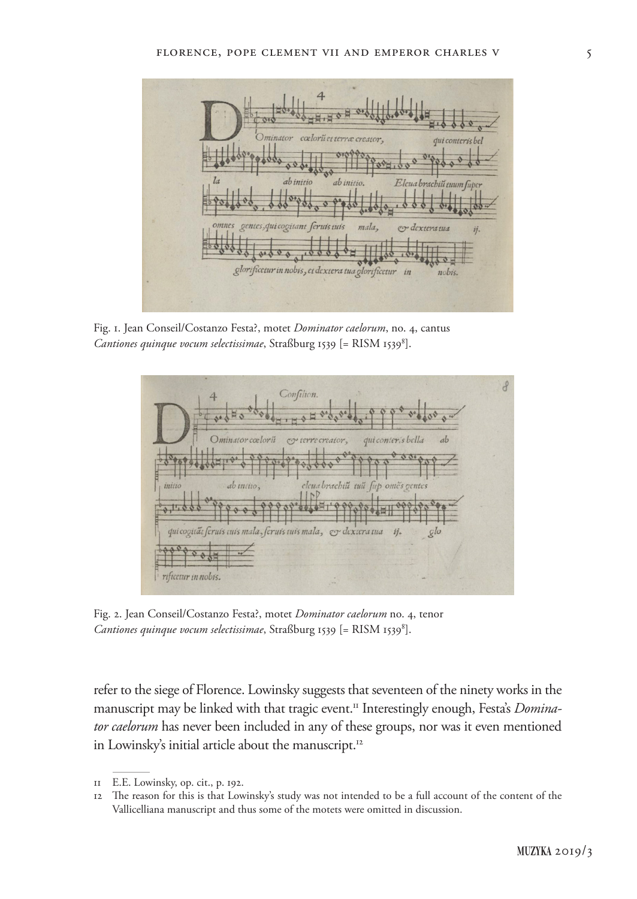Fig. 1. Jean Conseil/Costanzo Festa?, motet *Dominator caelorum*, no. 4, cantus *Cantiones quinque vocum selectissimae*, Straßburg 1539 [= RISM 1539[8]].

Fig. 2. Jean Conseil/Costanzo Festa?, motet *Dominator caelorum* no. 4, tenor *Cantiones quinque vocum selectissimae*, Straßburg 1539 [= RISM 1539[8]].

refer to the siege of Florence. Lowinsky suggests that seventeen of the ninety works in the manuscript may be linked with that tragic event.[11] Interestingly enough, Festa's *Dominator caelorum* has never been included in any of these groups, nor was it even mentioned in Lowinsky's initial article about the manuscript.[12]

---

11 E.E. Lowinsky, op. cit., p. 192.

12 The reason for this is that Lowinsky's study was not intended to be a full account of the content of the Vallicelliana manuscript and thus some of the motets were omitted in discussion.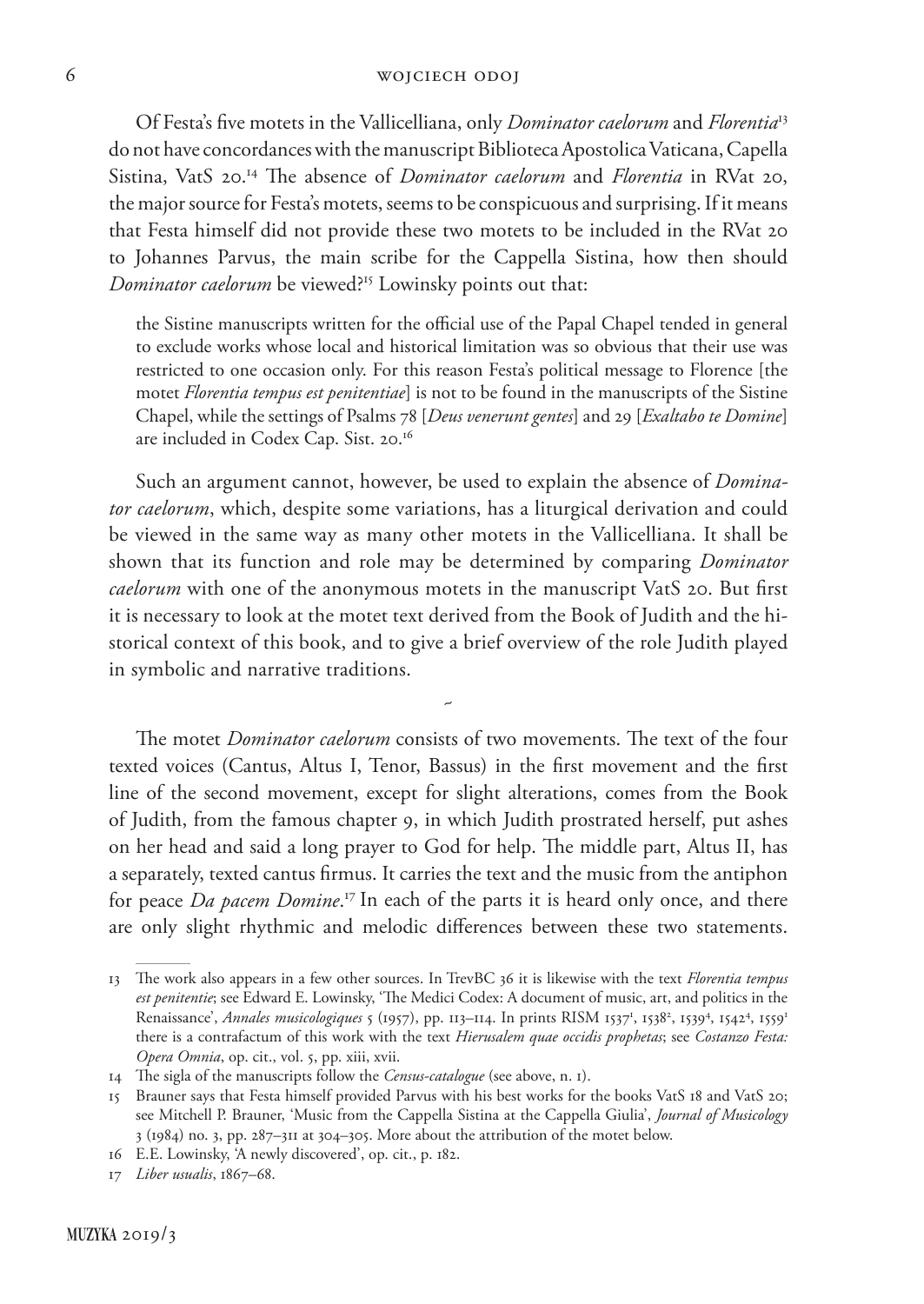Of Festa's five motets in the Vallicelliana, only *Dominator caelorum* and *Florentia*[13] do not have concordances with the manuscript Biblioteca Apostolica Vaticana, Capella Sistina, VatS 20.[14] The absence of *Dominator caelorum* and *Florentia* in RVat 20, the major source for Festa's motets, seems to be conspicuous and surprising. If it means that Festa himself did not provide these two motets to be included in the RVat 20 to Johannes Parvus, the main scribe for the Cappella Sistina, how then should *Dominator caelorum* be viewed?[15] Lowinsky points out that:

> the Sistine manuscripts written for the official use of the Papal Chapel tended in general to exclude works whose local and historical limitation was so obvious that their use was restricted to one occasion only. For this reason Festa's political message to Florence [the motet *Florentia tempus est penitentiae*] is not to be found in the manuscripts of the Sistine Chapel, while the settings of Psalms 78 [*Deus venerunt gentes*] and 29 [*Exaltabo te Domine*] are included in Codex Cap. Sist. 20.[16]

Such an argument cannot, however, be used to explain the absence of *Dominator caelorum*, which, despite some variations, has a liturgical derivation and could be viewed in the same way as many other motets in the Vallicelliana. It shall be shown that its function and role may be determined by comparing *Dominator caelorum* with one of the anonymous motets in the manuscript VatS 20. But first it is necessary to look at the motet text derived from the Book of Judith and the historical context of this book, and to give a brief overview of the role Judith played in symbolic and narrative traditions.

~

The motet *Dominator caelorum* consists of two movements. The text of the four texted voices (Cantus, Altus I, Tenor, Bassus) in the first movement and the first line of the second movement, except for slight alterations, comes from the Book of Judith, from the famous chapter 9, in which Judith prostrated herself, put ashes on her head and said a long prayer to God for help. The middle part, Altus II, has a separately, texted cantus firmus. It carries the text and the music from the antiphon for peace *Da pacem Domine*.[17] In each of the parts it is heard only once, and there are only slight rhythmic and melodic differences between these two statements.

---

13 The work also appears in a few other sources. In TrevBC 36 it is likewise with the text *Florentia tempus est penitentie*; see Edward E. Lowinsky, 'The Medici Codex: A document of music, art, and politics in the Renaissance', *Annales musicologiques* 5 (1957), pp. 113–114. In prints RISM 1537[1], 1538[2], 1539[4], 1542[4], 1559[1] there is a contrafactum of this work with the text *Hierusalem quae occidis prophetas*; see *Costanzo Festa: Opera Omnia*, op. cit., vol. 5, pp. xiii, xvii.

14 The sigla of the manuscripts follow the *Census-catalogue* (see above, n. 1).

15 Brauner says that Festa himself provided Parvus with his best works for the books VatS 18 and VatS 20; see Mitchell P. Brauner, 'Music from the Cappella Sistina at the Cappella Giulia', *Journal of Musicology* 3 (1984) no. 3, pp. 287–311 at 304–305. More about the attribution of the motet below.

16 E.E. Lowinsky, 'A newly discovered', op. cit., p. 182.

17 *Liber usualis*, 1867–68.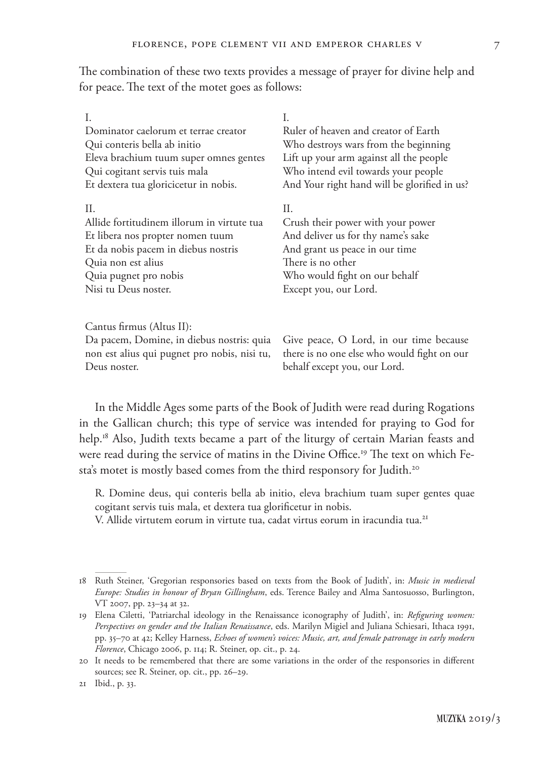The combination of these two texts provides a message of prayer for divine help and for peace. The text of the motet goes as follows:

| | |
|---|---|
| I. | I. |
| Dominator caelorum et terrae creator | Ruler of heaven and creator of Earth |
| Qui conteris bella ab initio | Who destroys wars from the beginning |
| Eleva brachium tuum super omnes gentes | Lift up your arm against all the people |
| Qui cogitant servis tuis mala | Who intend evil towards your people |
| Et dextera tua gloricicetur in nobis. | And Your right hand will be glorified in us? |
| II. | II. |
| Allide fortitudinem illorum in virtute tua | Crush their power with your power |
| Et libera nos propter nomen tuum | And deliver us for thy name's sake |
| Et da nobis pacem in diebus nostris | And grant us peace in our time |
| Quia non est alius | There is no other |
| Quia pugnet pro nobis | Who would fight on our behalf |
| Nisi tu Deus noster. | Except you, our Lord. |
| Cantus firmus (Altus II): | |
| Da pacem, Domine, in diebus nostris: quia non est alius qui pugnet pro nobis, nisi tu, Deus noster. | Give peace, O Lord, in our time because there is no one else who would fight on our behalf except you, our Lord. |

In the Middle Ages some parts of the Book of Judith were read during Rogations in the Gallican church; this type of service was intended for praying to God for help.[18] Also, Judith texts became a part of the liturgy of certain Marian feasts and were read during the service of matins in the Divine Office.[19] The text on which Festa's motet is mostly based comes from the third responsory for Judith.[20]

> R. Domine deus, qui conteris bella ab initio, eleva brachium tuam super gentes quae cogitant servis tuis mala, et dextera tua glorificetur in nobis.
> V. Allide virtutem eorum in virtute tua, cadat virtus eorum in iracundia tua.[21]

---

18 Ruth Steiner, 'Gregorian responsories based on texts from the Book of Judith', in: *Music in medieval Europe: Studies in honour of Bryan Gillingham*, eds. Terence Bailey and Alma Santosuosso, Burlington, VT 2007, pp. 23–34 at 32.

19 Elena Ciletti, 'Patriarchal ideology in the Renaissance iconography of Judith', in: *Refiguring women: Perspectives on gender and the Italian Renaissance*, eds. Marilyn Migiel and Juliana Schiesari, Ithaca 1991, pp. 35–70 at 42; Kelley Harness, *Echoes of women's voices: Music, art, and female patronage in early modern Florence*, Chicago 2006, p. 114; R. Steiner, op. cit., p. 24.

20 It needs to be remembered that there are some variations in the order of the responsories in different sources; see R. Steiner, op. cit., pp. 26–29.

21 Ibid., p. 33.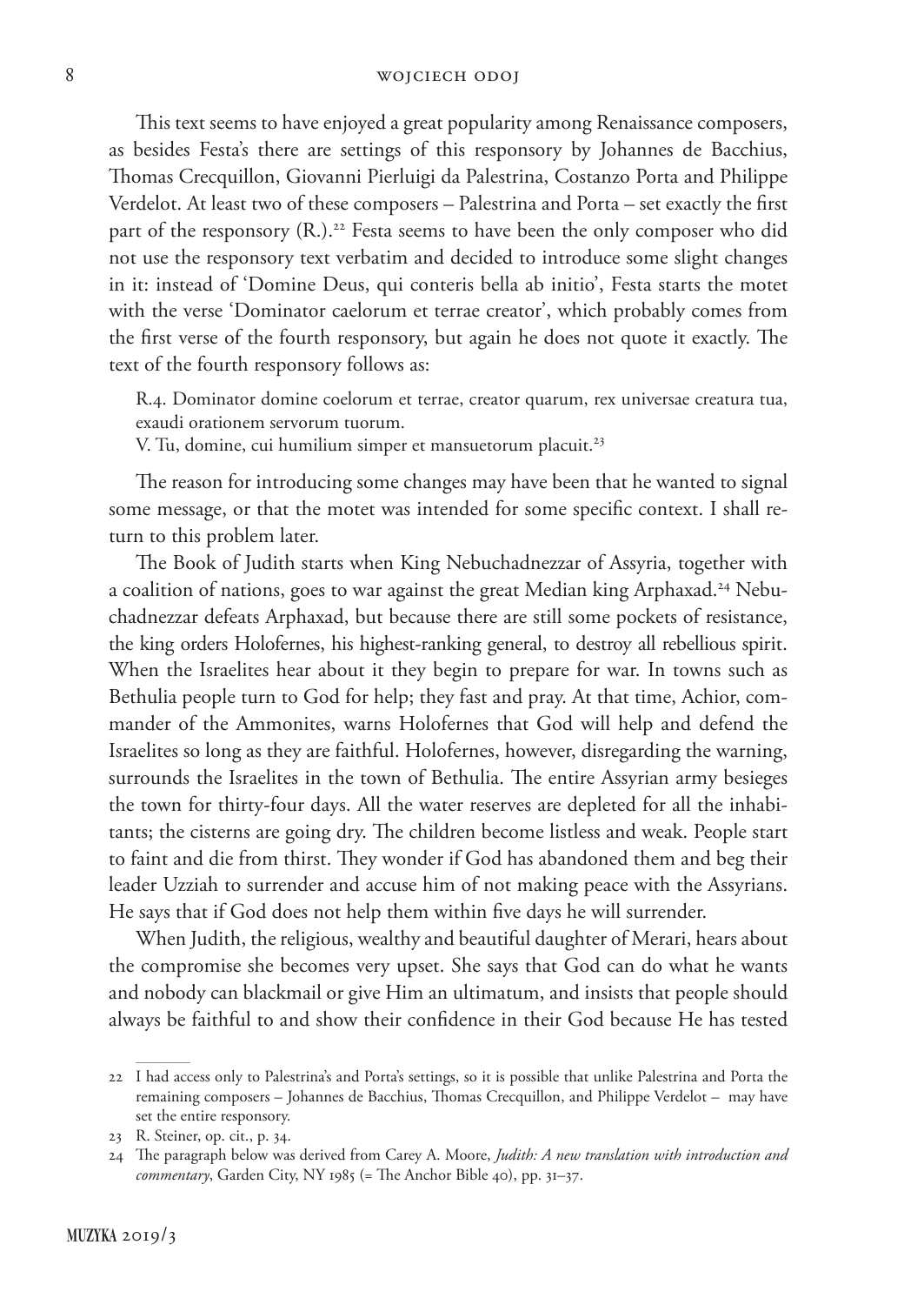This text seems to have enjoyed a great popularity among Renaissance composers, as besides Festa's there are settings of this responsory by Johannes de Bacchius, Thomas Crecquillon, Giovanni Pierluigi da Palestrina, Costanzo Porta and Philippe Verdelot. At least two of these composers – Palestrina and Porta – set exactly the first part of the responsory (R.).[22] Festa seems to have been the only composer who did not use the responsory text verbatim and decided to introduce some slight changes in it: instead of 'Domine Deus, qui conteris bella ab initio', Festa starts the motet with the verse 'Dominator caelorum et terrae creator', which probably comes from the first verse of the fourth responsory, but again he does not quote it exactly. The text of the fourth responsory follows as:

> R.4. Dominator domine coelorum et terrae, creator quarum, rex universae creatura tua, exaudi orationem servorum tuorum.
> V. Tu, domine, cui humilium simper et mansuetorum placuit.[23]

The reason for introducing some changes may have been that he wanted to signal some message, or that the motet was intended for some specific context. I shall return to this problem later.

The Book of Judith starts when King Nebuchadnezzar of Assyria, together with a coalition of nations, goes to war against the great Median king Arphaxad.[24] Nebuchadnezzar defeats Arphaxad, but because there are still some pockets of resistance, the king orders Holofernes, his highest-ranking general, to destroy all rebellious spirit. When the Israelites hear about it they begin to prepare for war. In towns such as Bethulia people turn to God for help; they fast and pray. At that time, Achior, commander of the Ammonites, warns Holofernes that God will help and defend the Israelites so long as they are faithful. Holofernes, however, disregarding the warning, surrounds the Israelites in the town of Bethulia. The entire Assyrian army besieges the town for thirty-four days. All the water reserves are depleted for all the inhabitants; the cisterns are going dry. The children become listless and weak. People start to faint and die from thirst. They wonder if God has abandoned them and beg their leader Uzziah to surrender and accuse him of not making peace with the Assyrians. He says that if God does not help them within five days he will surrender.

When Judith, the religious, wealthy and beautiful daughter of Merari, hears about the compromise she becomes very upset. She says that God can do what he wants and nobody can blackmail or give Him an ultimatum, and insists that people should always be faithful to and show their confidence in their God because He has tested

---

22 I had access only to Palestrina's and Porta's settings, so it is possible that unlike Palestrina and Porta the remaining composers – Johannes de Bacchius, Thomas Crecquillon, and Philippe Verdelot – may have set the entire responsory.

23 R. Steiner, op. cit., p. 34.

24 The paragraph below was derived from Carey A. Moore, *Judith: A new translation with introduction and commentary*, Garden City, NY 1985 (= The Anchor Bible 40), pp. 31–37.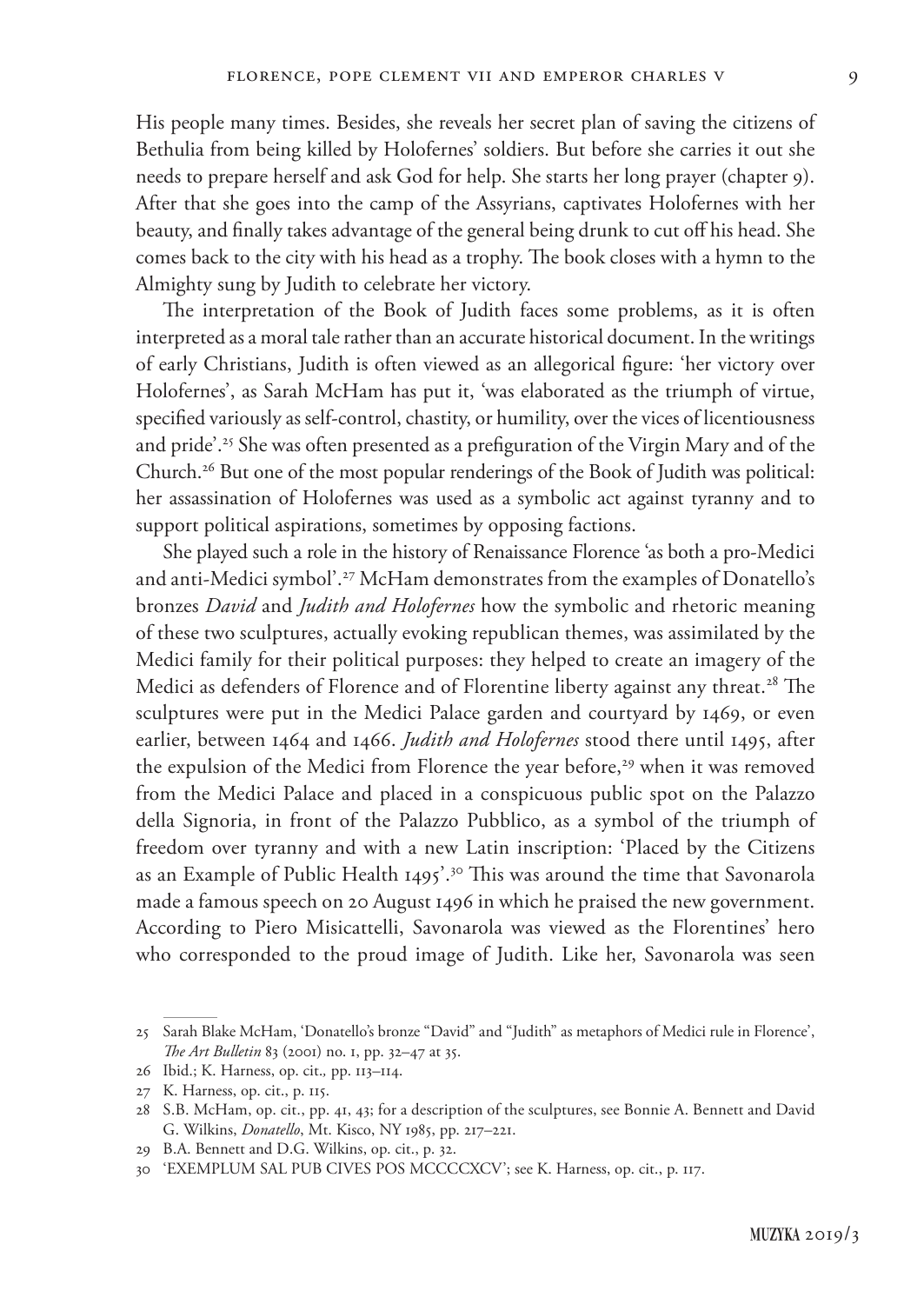His people many times. Besides, she reveals her secret plan of saving the citizens of Bethulia from being killed by Holofernes' soldiers. But before she carries it out she needs to prepare herself and ask God for help. She starts her long prayer (chapter 9). After that she goes into the camp of the Assyrians, captivates Holofernes with her beauty, and finally takes advantage of the general being drunk to cut off his head. She comes back to the city with his head as a trophy. The book closes with a hymn to the Almighty sung by Judith to celebrate her victory.

The interpretation of the Book of Judith faces some problems, as it is often interpreted as a moral tale rather than an accurate historical document. In the writings of early Christians, Judith is often viewed as an allegorical figure: 'her victory over Holofernes', as Sarah McHam has put it, 'was elaborated as the triumph of virtue, specified variously as self-control, chastity, or humility, over the vices of licentiousness and pride'.[25] She was often presented as a prefiguration of the Virgin Mary and of the Church.[26] But one of the most popular renderings of the Book of Judith was political: her assassination of Holofernes was used as a symbolic act against tyranny and to support political aspirations, sometimes by opposing factions.

She played such a role in the history of Renaissance Florence 'as both a pro-Medici and anti-Medici symbol'.[27] McHam demonstrates from the examples of Donatello's bronzes *David* and *Judith and Holofernes* how the symbolic and rhetoric meaning of these two sculptures, actually evoking republican themes, was assimilated by the Medici family for their political purposes: they helped to create an imagery of the Medici as defenders of Florence and of Florentine liberty against any threat.[28] The sculptures were put in the Medici Palace garden and courtyard by 1469, or even earlier, between 1464 and 1466. *Judith and Holofernes* stood there until 1495, after the expulsion of the Medici from Florence the year before,[29] when it was removed from the Medici Palace and placed in a conspicuous public spot on the Palazzo della Signoria, in front of the Palazzo Pubblico, as a symbol of the triumph of freedom over tyranny and with a new Latin inscription: 'Placed by the Citizens as an Example of Public Health 1495'.[30] This was around the time that Savonarola made a famous speech on 20 August 1496 in which he praised the new government. According to Piero Misicattelli, Savonarola was viewed as the Florentines' hero who corresponded to the proud image of Judith. Like her, Savonarola was seen

---

25 Sarah Blake McHam, 'Donatello's bronze "David" and "Judith" as metaphors of Medici rule in Florence', *The Art Bulletin* 83 (2001) no. 1, pp. 32–47 at 35.

26 Ibid.; K. Harness, op. cit., pp. 113–114.

27 K. Harness, op. cit., p. 115.

28 S.B. McHam, op. cit., pp. 41, 43; for a description of the sculptures, see Bonnie A. Bennett and David G. Wilkins, *Donatello*, Mt. Kisco, NY 1985, pp. 217–221.

29 B.A. Bennett and D.G. Wilkins, op. cit., p. 32.

30 'EXEMPLUM SAL PUB CIVES POS MCCCCXCV'; see K. Harness, op. cit., p. 117.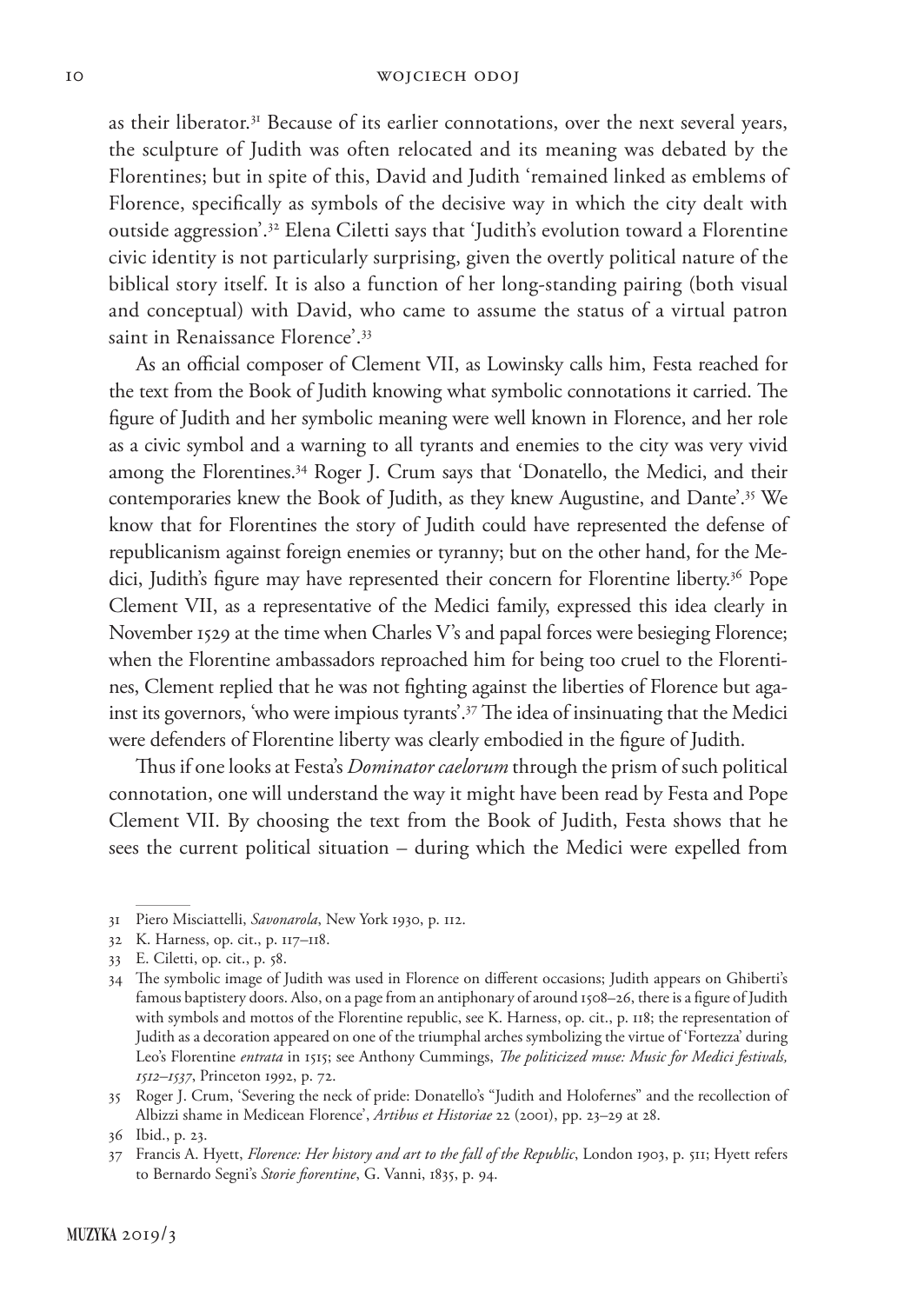as their liberator.[31] Because of its earlier connotations, over the next several years, the sculpture of Judith was often relocated and its meaning was debated by the Florentines; but in spite of this, David and Judith 'remained linked as emblems of Florence, specifically as symbols of the decisive way in which the city dealt with outside aggression'.[32] Elena Ciletti says that 'Judith's evolution toward a Florentine civic identity is not particularly surprising, given the overtly political nature of the biblical story itself. It is also a function of her long-standing pairing (both visual and conceptual) with David, who came to assume the status of a virtual patron saint in Renaissance Florence'.[33]

As an official composer of Clement VII, as Lowinsky calls him, Festa reached for the text from the Book of Judith knowing what symbolic connotations it carried. The figure of Judith and her symbolic meaning were well known in Florence, and her role as a civic symbol and a warning to all tyrants and enemies to the city was very vivid among the Florentines.[34] Roger J. Crum says that 'Donatello, the Medici, and their contemporaries knew the Book of Judith, as they knew Augustine, and Dante'.[35] We know that for Florentines the story of Judith could have represented the defense of republicanism against foreign enemies or tyranny; but on the other hand, for the Medici, Judith's figure may have represented their concern for Florentine liberty.[36] Pope Clement VII, as a representative of the Medici family, expressed this idea clearly in November 1529 at the time when Charles V's and papal forces were besieging Florence; when the Florentine ambassadors reproached him for being too cruel to the Florentines, Clement replied that he was not fighting against the liberties of Florence but against its governors, 'who were impious tyrants'.[37] The idea of insinuating that the Medici were defenders of Florentine liberty was clearly embodied in the figure of Judith.

Thus if one looks at Festa's *Dominator caelorum* through the prism of such political connotation, one will understand the way it might have been read by Festa and Pope Clement VII. By choosing the text from the Book of Judith, Festa shows that he sees the current political situation – during which the Medici were expelled from

---

31 Piero Misciattelli, *Savonarola*, New York 1930, p. 112.

32 K. Harness, op. cit., p. 117–118.

33 E. Ciletti, op. cit., p. 58.

34 The symbolic image of Judith was used in Florence on different occasions; Judith appears on Ghiberti's famous baptistery doors. Also, on a page from an antiphonary of around 1508–26, there is a figure of Judith with symbols and mottos of the Florentine republic, see K. Harness, op. cit., p. 118; the representation of Judith as a decoration appeared on one of the triumphal arches symbolizing the virtue of 'Fortezza' during Leo's Florentine *entrata* in 1515; see Anthony Cummings, *The politicized muse: Music for Medici festivals, 1512–1537*, Princeton 1992, p. 72.

35 Roger J. Crum, 'Severing the neck of pride: Donatello's "Judith and Holofernes" and the recollection of Albizzi shame in Medicean Florence', *Artibus et Historiae* 22 (2001), pp. 23–29 at 28.

36 Ibid., p. 23.

37 Francis A. Hyett, *Florence: Her history and art to the fall of the Republic*, London 1903, p. 511; Hyett refers to Bernardo Segni's *Storie fiorentine*, G. Vanni, 1835, p. 94.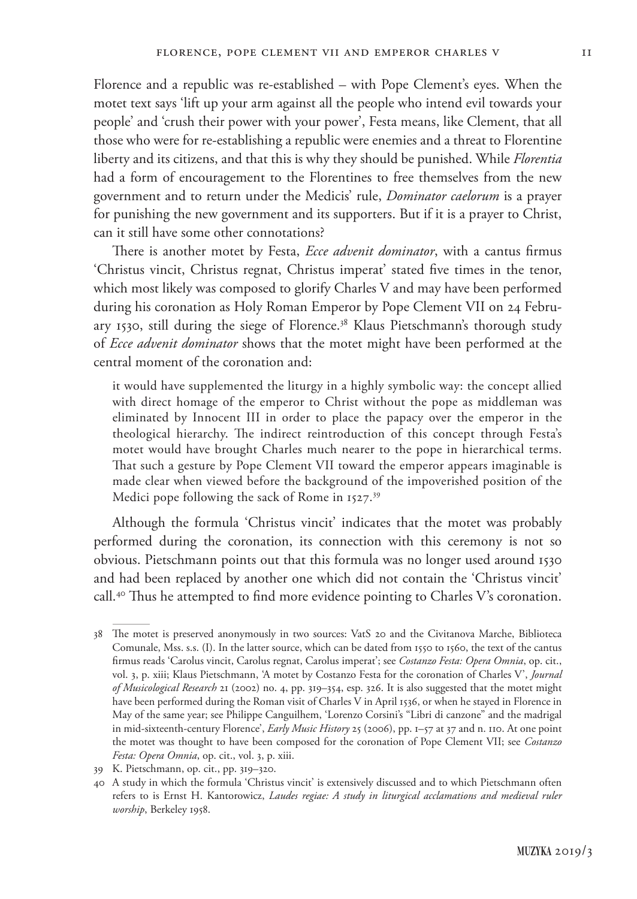Florence and a republic was re-established – with Pope Clement's eyes. When the motet text says 'lift up your arm against all the people who intend evil towards your people' and 'crush their power with your power', Festa means, like Clement, that all those who were for re-establishing a republic were enemies and a threat to Florentine liberty and its citizens, and that this is why they should be punished. While *Florentia* had a form of encouragement to the Florentines to free themselves from the new government and to return under the Medicis' rule, *Dominator caelorum* is a prayer for punishing the new government and its supporters. But if it is a prayer to Christ, can it still have some other connotations?

There is another motet by Festa, *Ecce advenit dominator*, with a cantus firmus 'Christus vincit, Christus regnat, Christus imperat' stated five times in the tenor, which most likely was composed to glorify Charles V and may have been performed during his coronation as Holy Roman Emperor by Pope Clement VII on 24 February 1530, still during the siege of Florence.[38] Klaus Pietschmann's thorough study of *Ecce advenit dominator* shows that the motet might have been performed at the central moment of the coronation and:

> it would have supplemented the liturgy in a highly symbolic way: the concept allied with direct homage of the emperor to Christ without the pope as middleman was eliminated by Innocent III in order to place the papacy over the emperor in the theological hierarchy. The indirect reintroduction of this concept through Festa's motet would have brought Charles much nearer to the pope in hierarchical terms. That such a gesture by Pope Clement VII toward the emperor appears imaginable is made clear when viewed before the background of the impoverished position of the Medici pope following the sack of Rome in 1527.[39]

Although the formula 'Christus vincit' indicates that the motet was probably performed during the coronation, its connection with this ceremony is not so obvious. Pietschmann points out that this formula was no longer used around 1530 and had been replaced by another one which did not contain the 'Christus vincit' call.[40] Thus he attempted to find more evidence pointing to Charles V's coronation.

---

38 The motet is preserved anonymously in two sources: VatS 20 and the Civitanova Marche, Biblioteca Comunale, Mss. s.s. (I). In the latter source, which can be dated from 1550 to 1560, the text of the cantus firmus reads 'Carolus vincit, Carolus regnat, Carolus imperat'; see *Costanzo Festa: Opera Omnia*, op. cit., vol. 3, p. xiii; Klaus Pietschmann, 'A motet by Costanzo Festa for the coronation of Charles V', *Journal of Musicological Research* 21 (2002) no. 4, pp. 319–354, esp. 326. It is also suggested that the motet might have been performed during the Roman visit of Charles V in April 1536, or when he stayed in Florence in May of the same year; see Philippe Canguilhem, 'Lorenzo Corsini's "Libri di canzone" and the madrigal in mid-sixteenth-century Florence', *Early Music History* 25 (2006), pp. 1–57 at 37 and n. 110. At one point the motet was thought to have been composed for the coronation of Pope Clement VII; see *Costanzo Festa: Opera Omnia*, op. cit., vol. 3, p. xiii.

39 K. Pietschmann, op. cit., pp. 319–320.

40 A study in which the formula 'Christus vincit' is extensively discussed and to which Pietschmann often refers to is Ernst H. Kantorowicz, *Laudes regiae: A study in liturgical acclamations and medieval ruler worship*, Berkeley 1958.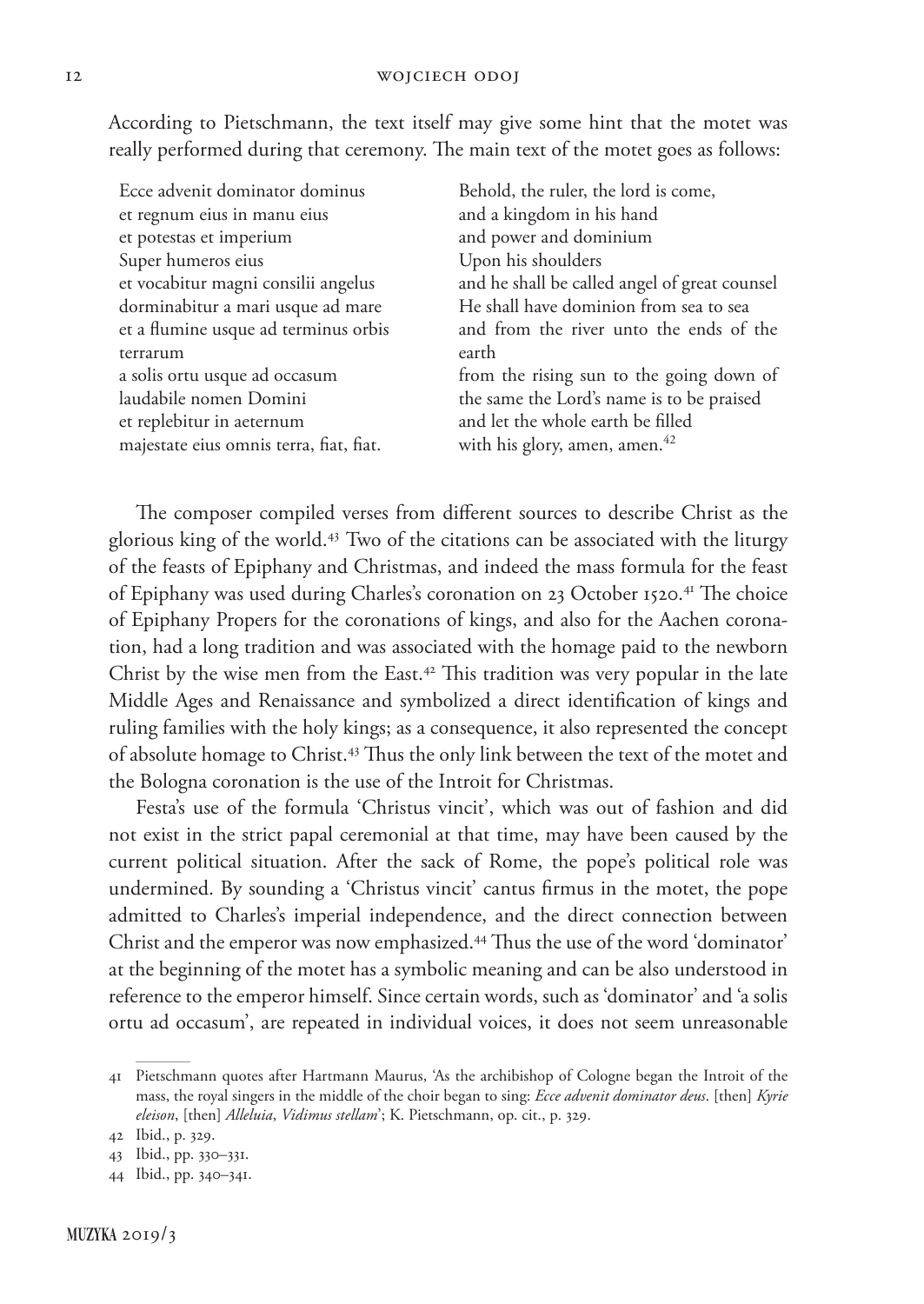According to Pietschmann, the text itself may give some hint that the motet was really performed during that ceremony. The main text of the motet goes as follows:

| | |
|---|---|
| Ecce advenit dominator dominus | Behold, the ruler, the lord is come, |
| et regnum eius in manu eius | and a kingdom in his hand |
| et potestas et imperium | and power and dominium |
| Super humeros eius | Upon his shoulders |
| et vocabitur magni consilii angelus | and he shall be called angel of great counsel |
| dorminabitur a mari usque ad mare | He shall have dominion from sea to sea |
| et a flumine usque ad terminus orbis terrarum | and from the river unto the ends of the earth |
| a solis ortu usque ad occasum | from the rising sun to the going down of |
| laudabile nomen Domini | the same the Lord's name is to be praised |
| et replebitur in aeternum | and let the whole earth be filled |
| majestate eius omnis terra, fiat, fiat. | with his glory, amen, amen.[42] |

The composer compiled verses from different sources to describe Christ as the glorious king of the world.[43] Two of the citations can be associated with the liturgy of the feasts of Epiphany and Christmas, and indeed the mass formula for the feast of Epiphany was used during Charles's coronation on 23 October 1520.[41] The choice of Epiphany Propers for the coronations of kings, and also for the Aachen coronation, had a long tradition and was associated with the homage paid to the newborn Christ by the wise men from the East.[42] This tradition was very popular in the late Middle Ages and Renaissance and symbolized a direct identification of kings and ruling families with the holy kings; as a consequence, it also represented the concept of absolute homage to Christ.[43] Thus the only link between the text of the motet and the Bologna coronation is the use of the Introit for Christmas.

Festa's use of the formula 'Christus vincit', which was out of fashion and did not exist in the strict papal ceremonial at that time, may have been caused by the current political situation. After the sack of Rome, the pope's political role was undermined. By sounding a 'Christus vincit' cantus firmus in the motet, the pope admitted to Charles's imperial independence, and the direct connection between Christ and the emperor was now emphasized.[44] Thus the use of the word 'dominator' at the beginning of the motet has a symbolic meaning and can be also understood in reference to the emperor himself. Since certain words, such as 'dominator' and 'a solis ortu ad occasum', are repeated in individual voices, it does not seem unreasonable

41 Pietschmann quotes after Hartmann Maurus, 'As the archibishop of Cologne began the Introit of the mass, the royal singers in the middle of the choir began to sing: *Ecce advenit dominator deus*. [then] *Kyrie eleison*, [then] *Alleluia*, *Vidimus stellam*'; K. Pietschmann, op. cit., p. 329.

42 Ibid., p. 329.

43 Ibid., pp. 330–331.

44 Ibid., pp. 340–341.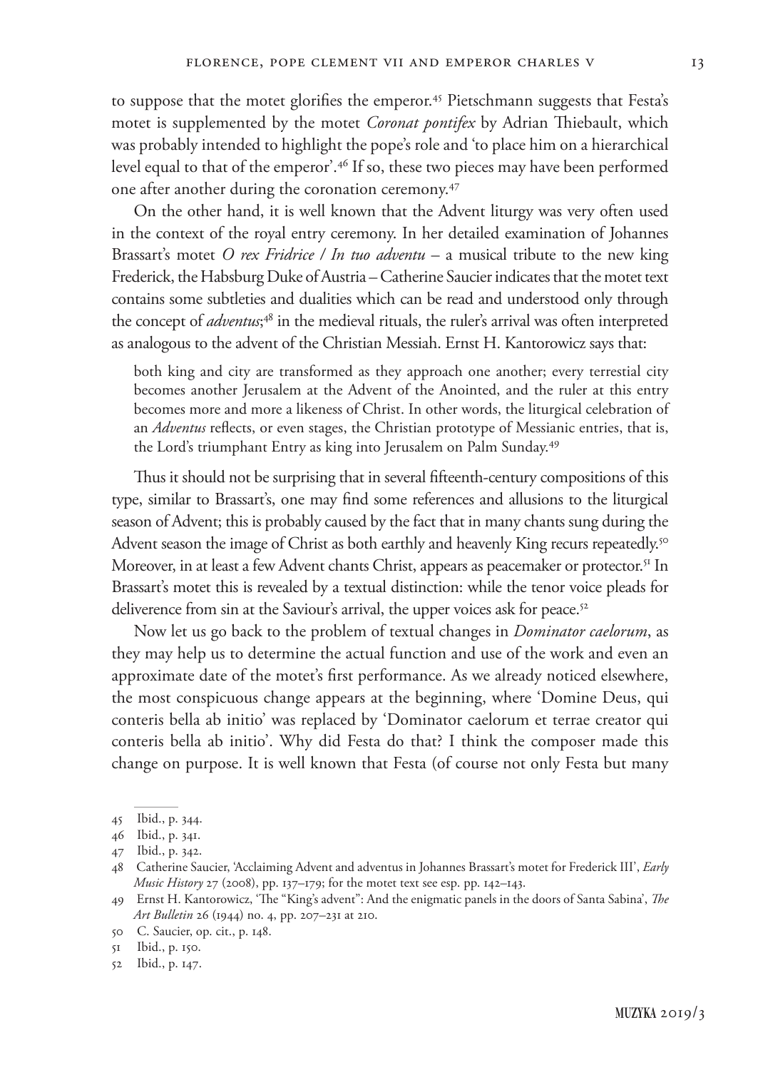to suppose that the motet glorifies the emperor.[45] Pietschmann suggests that Festa's motet is supplemented by the motet *Coronat pontifex* by Adrian Thiebault, which was probably intended to highlight the pope's role and 'to place him on a hierarchical level equal to that of the emperor'.[46] If so, these two pieces may have been performed one after another during the coronation ceremony.[47]

On the other hand, it is well known that the Advent liturgy was very often used in the context of the royal entry ceremony. In her detailed examination of Johannes Brassart's motet *O rex Fridrice / In tuo adventu* – a musical tribute to the new king Frederick, the Habsburg Duke of Austria – Catherine Saucier indicates that the motet text contains some subtleties and dualities which can be read and understood only through the concept of *adventus*;[48] in the medieval rituals, the ruler's arrival was often interpreted as analogous to the advent of the Christian Messiah. Ernst H. Kantorowicz says that:

> both king and city are transformed as they approach one another; every terrestial city becomes another Jerusalem at the Advent of the Anointed, and the ruler at this entry becomes more and more a likeness of Christ. In other words, the liturgical celebration of an *Adventus* reflects, or even stages, the Christian prototype of Messianic entries, that is, the Lord's triumphant Entry as king into Jerusalem on Palm Sunday.[49]

Thus it should not be surprising that in several fifteenth-century compositions of this type, similar to Brassart's, one may find some references and allusions to the liturgical season of Advent; this is probably caused by the fact that in many chants sung during the Advent season the image of Christ as both earthly and heavenly King recurs repeatedly.[50] Moreover, in at least a few Advent chants Christ, appears as peacemaker or protector.[51] In Brassart's motet this is revealed by a textual distinction: while the tenor voice pleads for deliverence from sin at the Saviour's arrival, the upper voices ask for peace.[52]

Now let us go back to the problem of textual changes in *Dominator caelorum*, as they may help us to determine the actual function and use of the work and even an approximate date of the motet's first performance. As we already noticed elsewhere, the most conspicuous change appears at the beginning, where 'Domine Deus, qui conteris bella ab initio' was replaced by 'Dominator caelorum et terrae creator qui conteris bella ab initio'. Why did Festa do that? I think the composer made this change on purpose. It is well known that Festa (of course not only Festa but many

---

45 Ibid., p. 344.

46 Ibid., p. 341.

47 Ibid., p. 342.

48 Catherine Saucier, 'Acclaiming Advent and adventus in Johannes Brassart's motet for Frederick III', *Early Music History* 27 (2008), pp. 137–179; for the motet text see esp. pp. 142–143.

49 Ernst H. Kantorowicz, 'The "King's advent": And the enigmatic panels in the doors of Santa Sabina', *The Art Bulletin* 26 (1944) no. 4, pp. 207–231 at 210.

50 C. Saucier, op. cit., p. 148.

51 Ibid., p. 150.

52 Ibid., p. 147.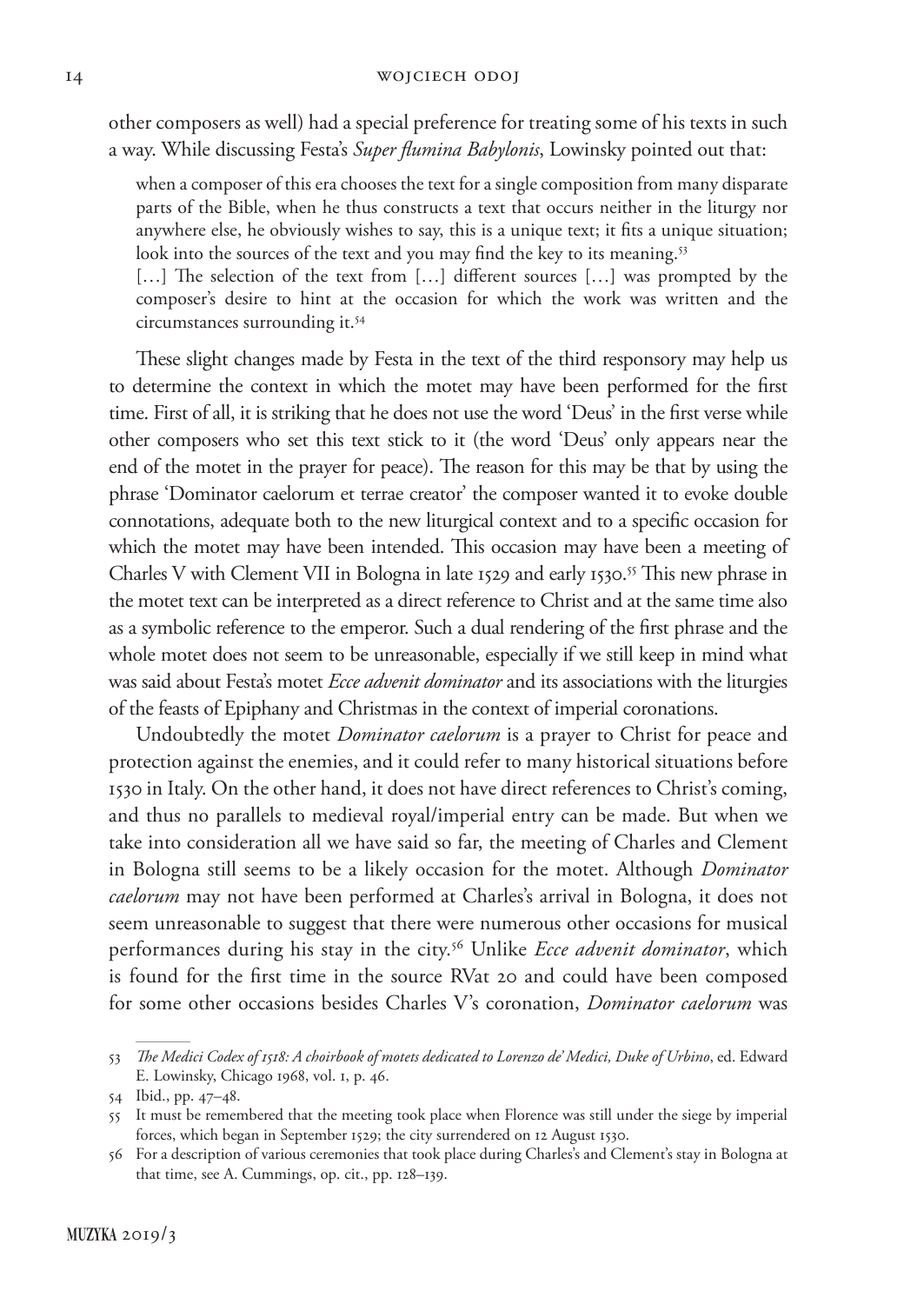other composers as well) had a special preference for treating some of his texts in such a way. While discussing Festa's *Super flumina Babylonis*, Lowinsky pointed out that:

> when a composer of this era chooses the text for a single composition from many disparate parts of the Bible, when he thus constructs a text that occurs neither in the liturgy nor anywhere else, he obviously wishes to say, this is a unique text; it fits a unique situation; look into the sources of the text and you may find the key to its meaning.[53]
>
> […] The selection of the text from […] different sources […] was prompted by the composer's desire to hint at the occasion for which the work was written and the circumstances surrounding it.[54]

These slight changes made by Festa in the text of the third responsory may help us to determine the context in which the motet may have been performed for the first time. First of all, it is striking that he does not use the word 'Deus' in the first verse while other composers who set this text stick to it (the word 'Deus' only appears near the end of the motet in the prayer for peace). The reason for this may be that by using the phrase 'Dominator caelorum et terrae creator' the composer wanted it to evoke double connotations, adequate both to the new liturgical context and to a specific occasion for which the motet may have been intended. This occasion may have been a meeting of Charles V with Clement VII in Bologna in late 1529 and early 1530.[55] This new phrase in the motet text can be interpreted as a direct reference to Christ and at the same time also as a symbolic reference to the emperor. Such a dual rendering of the first phrase and the whole motet does not seem to be unreasonable, especially if we still keep in mind what was said about Festa's motet *Ecce advenit dominator* and its associations with the liturgies of the feasts of Epiphany and Christmas in the context of imperial coronations.

Undoubtedly the motet *Dominator caelorum* is a prayer to Christ for peace and protection against the enemies, and it could refer to many historical situations before 1530 in Italy. On the other hand, it does not have direct references to Christ's coming, and thus no parallels to medieval royal/imperial entry can be made. But when we take into consideration all we have said so far, the meeting of Charles and Clement in Bologna still seems to be a likely occasion for the motet. Although *Dominator caelorum* may not have been performed at Charles's arrival in Bologna, it does not seem unreasonable to suggest that there were numerous other occasions for musical performances during his stay in the city.[56] Unlike *Ecce advenit dominator*, which is found for the first time in the source RVat 20 and could have been composed for some other occasions besides Charles V's coronation, *Dominator caelorum* was

---

53 *The Medici Codex of 1518: A choirbook of motets dedicated to Lorenzo de' Medici, Duke of Urbino*, ed. Edward E. Lowinsky, Chicago 1968, vol. 1, p. 46.

54 Ibid., pp. 47–48.

55 It must be remembered that the meeting took place when Florence was still under the siege by imperial forces, which began in September 1529; the city surrendered on 12 August 1530.

56 For a description of various ceremonies that took place during Charles's and Clement's stay in Bologna at that time, see A. Cummings, op. cit., pp. 128–139.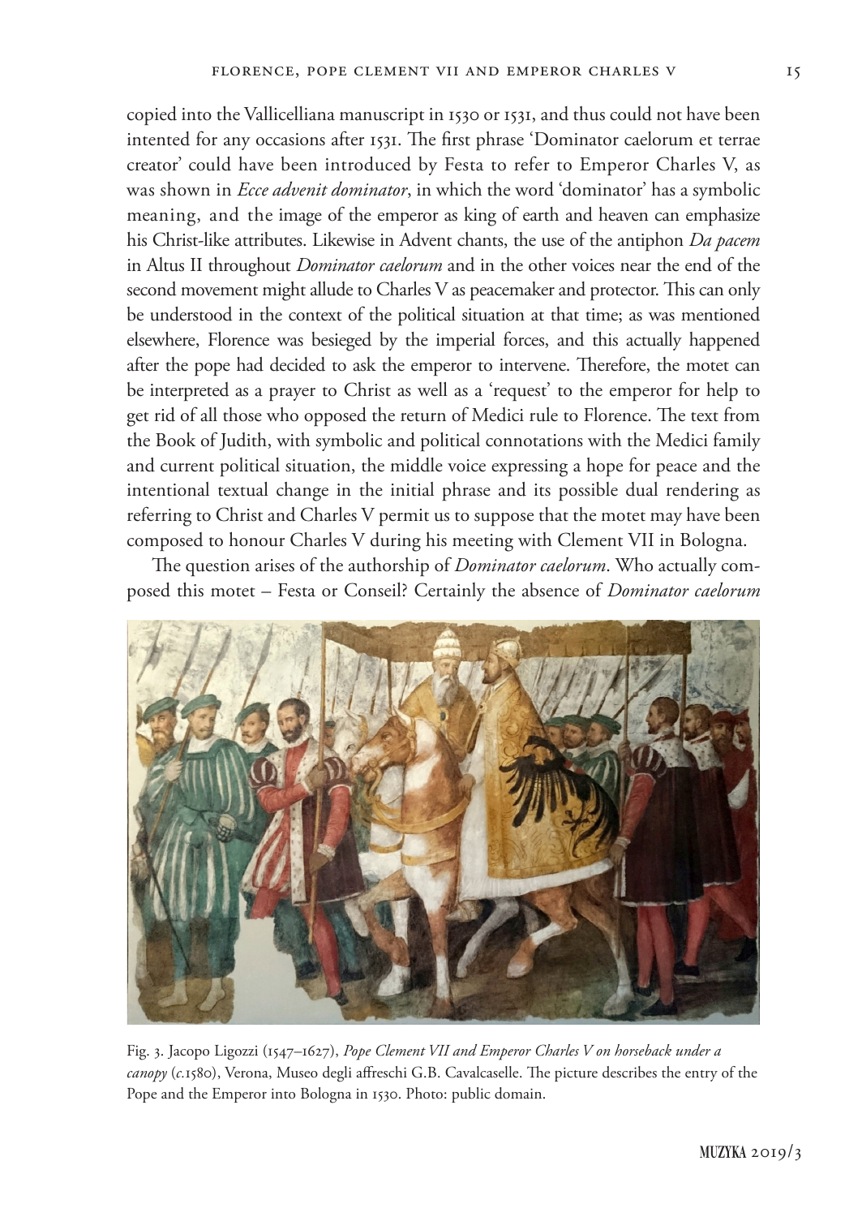copied into the Vallicelliana manuscript in 1530 or 1531, and thus could not have been intented for any occasions after 1531. The first phrase 'Dominator caelorum et terrae creator' could have been introduced by Festa to refer to Emperor Charles V, as was shown in *Ecce advenit dominator*, in which the word 'dominator' has a symbolic meaning, and the image of the emperor as king of earth and heaven can emphasize his Christ-like attributes. Likewise in Advent chants, the use of the antiphon *Da pacem* in Altus II throughout *Dominator caelorum* and in the other voices near the end of the second movement might allude to Charles V as peacemaker and protector. This can only be understood in the context of the political situation at that time; as was mentioned elsewhere, Florence was besieged by the imperial forces, and this actually happened after the pope had decided to ask the emperor to intervene. Therefore, the motet can be interpreted as a prayer to Christ as well as a 'request' to the emperor for help to get rid of all those who opposed the return of Medici rule to Florence. The text from the Book of Judith, with symbolic and political connotations with the Medici family and current political situation, the middle voice expressing a hope for peace and the intentional textual change in the initial phrase and its possible dual rendering as referring to Christ and Charles V permit us to suppose that the motet may have been composed to honour Charles V during his meeting with Clement VII in Bologna.

The question arises of the authorship of *Dominator caelorum*. Who actually composed this motet – Festa or Conseil? Certainly the absence of *Dominator caelorum*

Fig. 3. Jacopo Ligozzi (1547–1627), *Pope Clement VII and Emperor Charles V on horseback under a canopy* (*c.*1580), Verona, Museo degli affreschi G.B. Cavalcaselle. The picture describes the entry of the Pope and the Emperor into Bologna in 1530. Photo: public domain.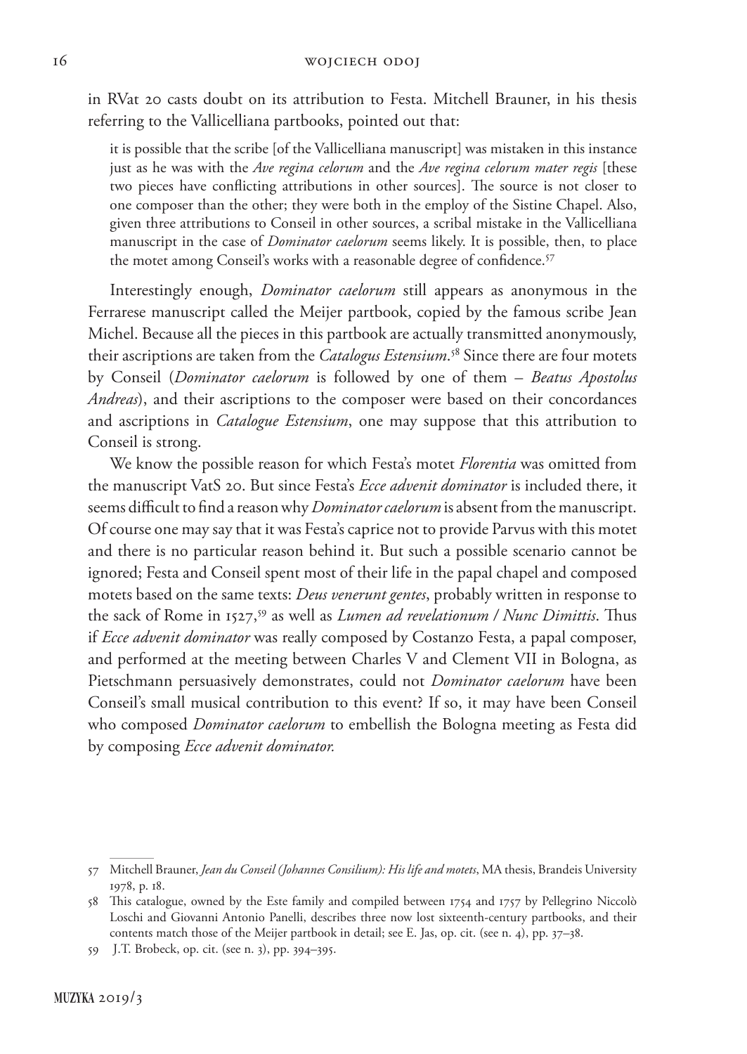in RVat 20 casts doubt on its attribution to Festa. Mitchell Brauner, in his thesis referring to the Vallicelliana partbooks, pointed out that:

> it is possible that the scribe [of the Vallicelliana manuscript] was mistaken in this instance just as he was with the *Ave regina celorum* and the *Ave regina celorum mater regis* [these two pieces have conflicting attributions in other sources]. The source is not closer to one composer than the other; they were both in the employ of the Sistine Chapel. Also, given three attributions to Conseil in other sources, a scribal mistake in the Vallicelliana manuscript in the case of *Dominator caelorum* seems likely. It is possible, then, to place the motet among Conseil's works with a reasonable degree of confidence.[57]

Interestingly enough, *Dominator caelorum* still appears as anonymous in the Ferrarese manuscript called the Meijer partbook, copied by the famous scribe Jean Michel. Because all the pieces in this partbook are actually transmitted anonymously, their ascriptions are taken from the *Catalogus Estensium*.[58] Since there are four motets by Conseil (*Dominator caelorum* is followed by one of them – *Beatus Apostolus Andreas*), and their ascriptions to the composer were based on their concordances and ascriptions in *Catalogue Estensium*, one may suppose that this attribution to Conseil is strong.

We know the possible reason for which Festa's motet *Florentia* was omitted from the manuscript VatS 20. But since Festa's *Ecce advenit dominator* is included there, it seems difficult to find a reason why *Dominator caelorum* is absent from the manuscript. Of course one may say that it was Festa's caprice not to provide Parvus with this motet and there is no particular reason behind it. But such a possible scenario cannot be ignored; Festa and Conseil spent most of their life in the papal chapel and composed motets based on the same texts: *Deus venerunt gentes*, probably written in response to the sack of Rome in 1527,[59] as well as *Lumen ad revelationum / Nunc Dimittis*. Thus if *Ecce advenit dominator* was really composed by Costanzo Festa, a papal composer, and performed at the meeting between Charles V and Clement VII in Bologna, as Pietschmann persuasively demonstrates, could not *Dominator caelorum* have been Conseil's small musical contribution to this event? If so, it may have been Conseil who composed *Dominator caelorum* to embellish the Bologna meeting as Festa did by composing *Ecce advenit dominator.*

---

57 Mitchell Brauner, *Jean du Conseil (Johannes Consilium): His life and motets*, MA thesis, Brandeis University 1978, p. 18.

58 This catalogue, owned by the Este family and compiled between 1754 and 1757 by Pellegrino Niccolò Loschi and Giovanni Antonio Panelli, describes three now lost sixteenth-century partbooks, and their contents match those of the Meijer partbook in detail; see E. Jas, op. cit. (see n. 4), pp. 37–38.

59 J.T. Brobeck, op. cit. (see n. 3), pp. 394–395.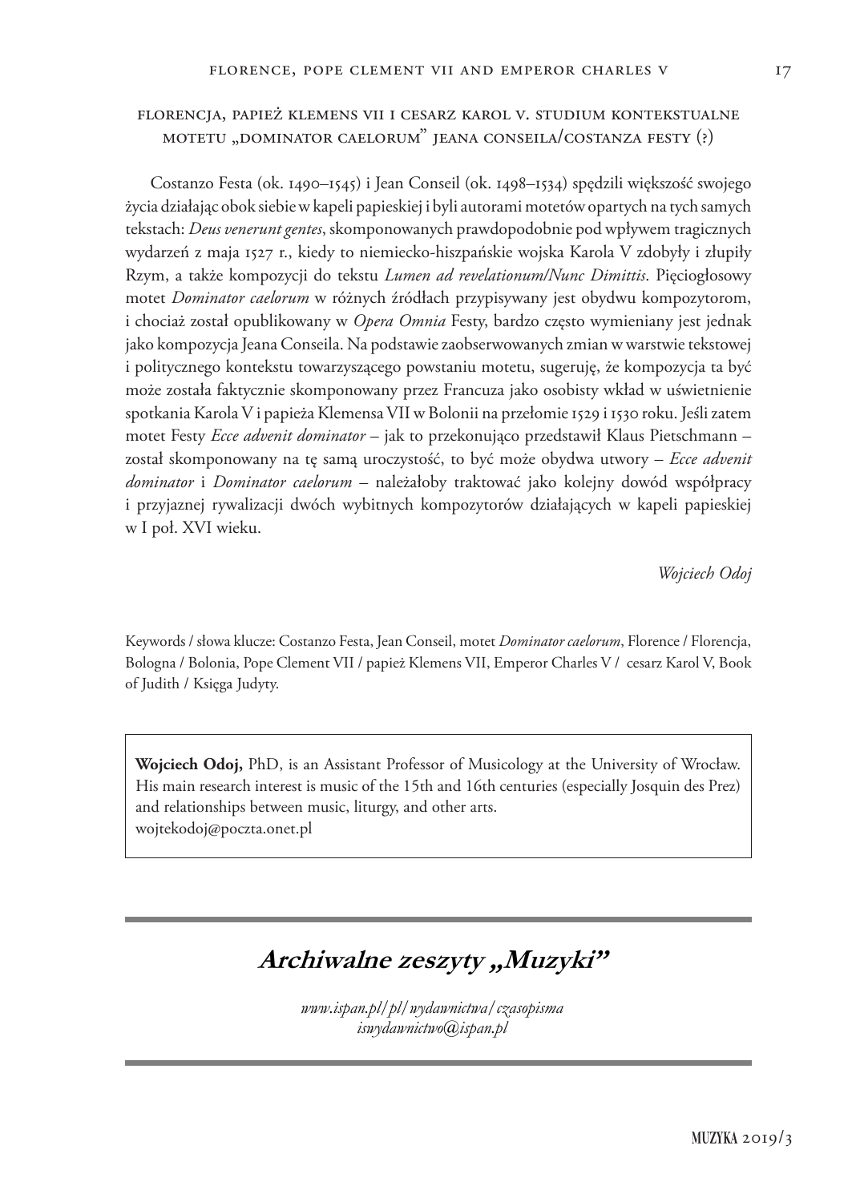## Florencja, papież Klemens VII i cesarz Karol V. Studium kontekstualne motetu „Dominator caelorum" Jeana Conseila/Costanza Festy (?)

Costanzo Festa (ok. 1490–1545) i Jean Conseil (ok. 1498–1534) spędzili większość swojego życia działając obok siebie w kapeli papieskiej i byli autorami motetów opartych na tych samych tekstach: *Deus venerunt gentes*, skomponowanych prawdopodobnie pod wpływem tragicznych wydarzeń z maja 1527 r., kiedy to niemiecko-hiszpańskie wojska Karola V zdobyły i złupiły Rzym, a także kompozycji do tekstu *Lumen ad revelationum/Nunc Dimittis*. Pięciogłosowy motet *Dominator caelorum* w różnych źródłach przypisywany jest obydwu kompozytorom, i chociaż został opublikowany w *Opera Omnia* Festy, bardzo często wymieniany jest jednak jako kompozycja Jeana Conseila. Na podstawie zaobserwowanych zmian w warstwie tekstowej i politycznego kontekstu towarzyszącego powstaniu motetu, sugeruję, że kompozycja ta być może została faktycznie skomponowany przez Francuza jako osobisty wkład w uświetnienie spotkania Karola V i papieża Klemensa VII w Bolonii na przełomie 1529 i 1530 roku. Jeśli zatem motet Festy *Ecce advenit dominator* – jak to przekonująco przedstawił Klaus Pietschmann – został skomponowany na tę samą uroczystość, to być może obydwa utwory – *Ecce advenit dominator* i *Dominator caelorum* – należałoby traktować jako kolejny dowód współpracy i przyjaznej rywalizacji dwóch wybitnych kompozytorów działających w kapeli papieskiej w I poł. XVI wieku.

*Wojciech Odoj*

Keywords / słowa klucze: Costanzo Festa, Jean Conseil, motet *Dominator caelorum*, Florence / Florencja, Bologna / Bolonia, Pope Clement VII / papież Klemens VII, Emperor Charles V / cesarz Karol V, Book of Judith / Księga Judyty.

**Wojciech Odoj,** PhD, is an Assistant Professor of Musicology at the University of Wrocław. His main research interest is music of the 15th and 16th centuries (especially Josquin des Prez) and relationships between music, liturgy, and other arts.
wojtekodoj@poczta.onet.pl

## Archiwalne zeszyty „Muzyki"

*www.ispan.pl/pl/wydawnictwa/czasopisma*
*iswydawnictwo@ispan.pl*